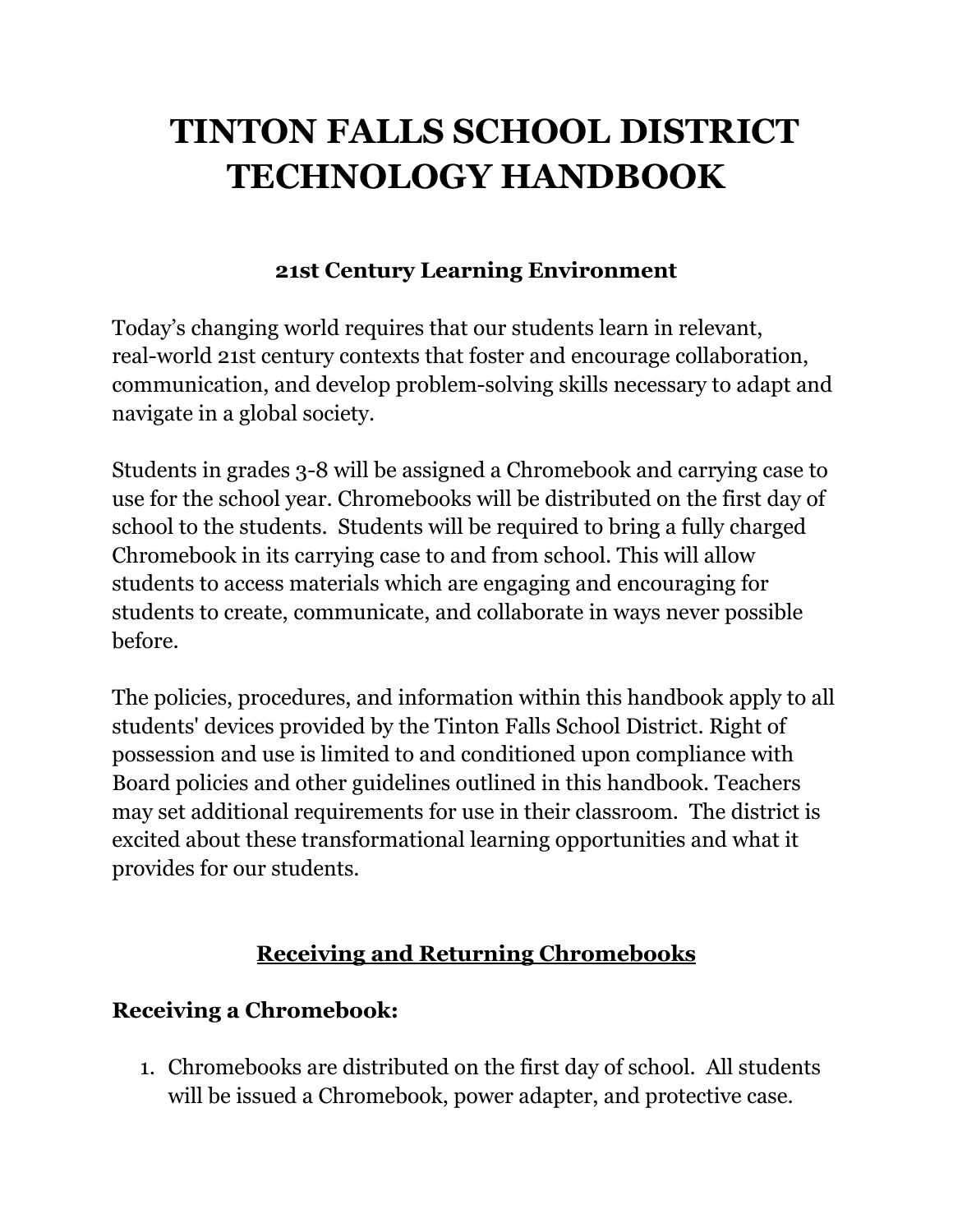# TINTON FALLS SCHOOL DISTRICT TECHNOLOGY HANDBOOK

### 21st Century Learning Environment

Today's changing world requires that our students learn in relevant, real-world 21st century contexts that foster and encourage collaboration, communication, and develop problem-solving skills necessary to adapt and navigate in a global society.

Students in grades 3-8 will be assigned a Chromebook and carrying case to use for the school year. Chromebooks will be distributed on the first day of school to the students. Students will be required to bring a fully charged Chromebook in its carrying case to and from school. This will allow students to access materials which are engaging and encouraging for students to create, communicate, and collaborate in ways never possible before.

The policies, procedures, and information within this handbook apply to all students' devices provided by the Tinton Falls School District. Right of possession and use is limited to and conditioned upon compliance with Board policies and other guidelines outlined in this handbook. Teachers may set additional requirements for use in their classroom. The district is excited about these transformational learning opportunities and what it provides for our students.

## Receiving and Returning Chromebooks

### Receiving a Chromebook:

1. Chromebooks are distributed on the first day of school. All students will be issued a Chromebook, power adapter, and protective case.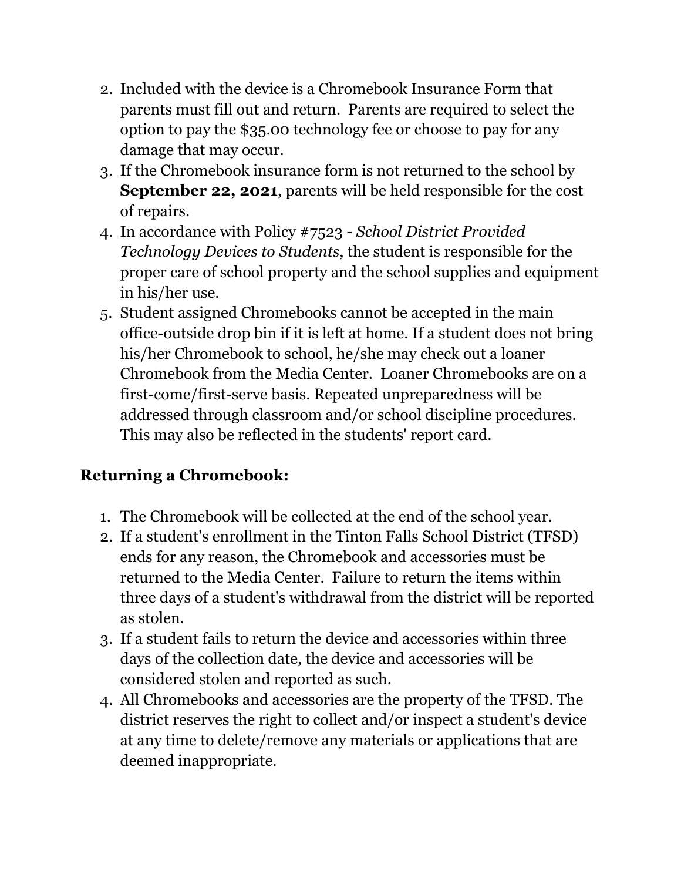2. Included with the device is a Chromebook Insurance Form that parents must fill out and return. Parents are required to select the option to pay the $35.00 technology fee or choose to pay for any damage that may occur.
3. If the Chromebook insurance form is not returned to the school by **September 22, 2021**, parents will be held responsible for the cost of repairs.
4. In accordance with Policy #7523 - *School District Provided Technology Devices to Students*, the student is responsible for the proper care of school property and the school supplies and equipment in his/her use.
5. Student assigned Chromebooks cannot be accepted in the main office-outside drop bin if it is left at home. If a student does not bring his/her Chromebook to school, he/she may check out a loaner Chromebook from the Media Center. Loaner Chromebooks are on a first-come/first-serve basis. Repeated unpreparedness will be addressed through classroom and/or school discipline procedures. This may also be reflected in the students' report card.

### Returning a Chromebook:

1. The Chromebook will be collected at the end of the school year.
2. If a student's enrollment in the Tinton Falls School District (TFSD) ends for any reason, the Chromebook and accessories must be returned to the Media Center. Failure to return the items within three days of a student's withdrawal from the district will be reported as stolen.
3. If a student fails to return the device and accessories within three days of the collection date, the device and accessories will be considered stolen and reported as such.
4. All Chromebooks and accessories are the property of the TFSD. The district reserves the right to collect and/or inspect a student's device at any time to delete/remove any materials or applications that are deemed inappropriate.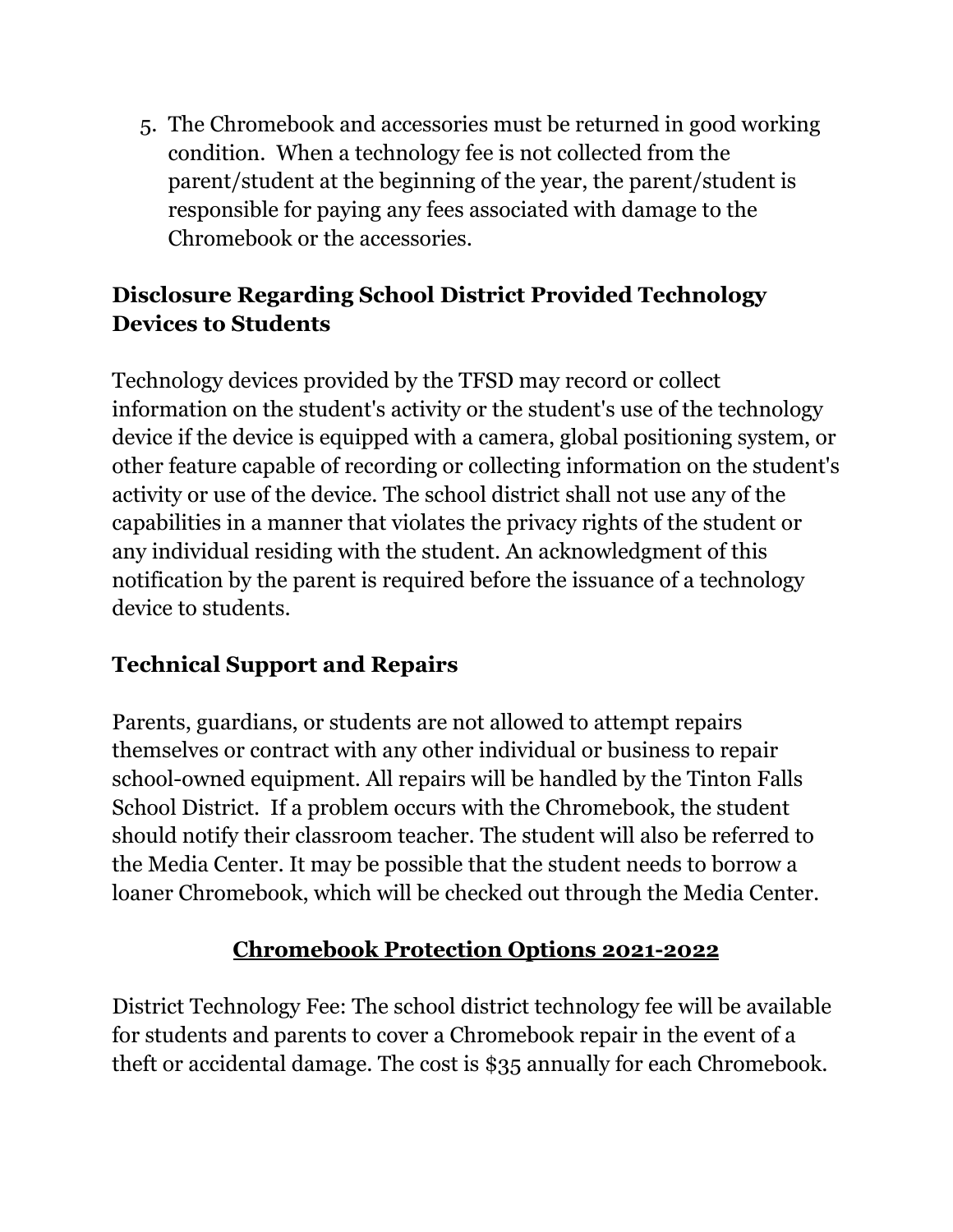5. The Chromebook and accessories must be returned in good working condition. When a technology fee is not collected from the parent/student at the beginning of the year, the parent/student is responsible for paying any fees associated with damage to the Chromebook or the accessories.

## Disclosure Regarding School District Provided Technology Devices to Students

Technology devices provided by the TFSD may record or collect information on the student's activity or the student's use of the technology device if the device is equipped with a camera, global positioning system, or other feature capable of recording or collecting information on the student's activity or use of the device. The school district shall not use any of the capabilities in a manner that violates the privacy rights of the student or any individual residing with the student. An acknowledgment of this notification by the parent is required before the issuance of a technology device to students.

## Technical Support and Repairs

Parents, guardians, or students are not allowed to attempt repairs themselves or contract with any other individual or business to repair school-owned equipment. All repairs will be handled by the Tinton Falls School District. If a problem occurs with the Chromebook, the student should notify their classroom teacher. The student will also be referred to the Media Center. It may be possible that the student needs to borrow a loaner Chromebook, which will be checked out through the Media Center.

## Chromebook Protection Options 2021-2022

District Technology Fee: The school district technology fee will be available for students and parents to cover a Chromebook repair in the event of a theft or accidental damage. The cost is $35 annually for each Chromebook.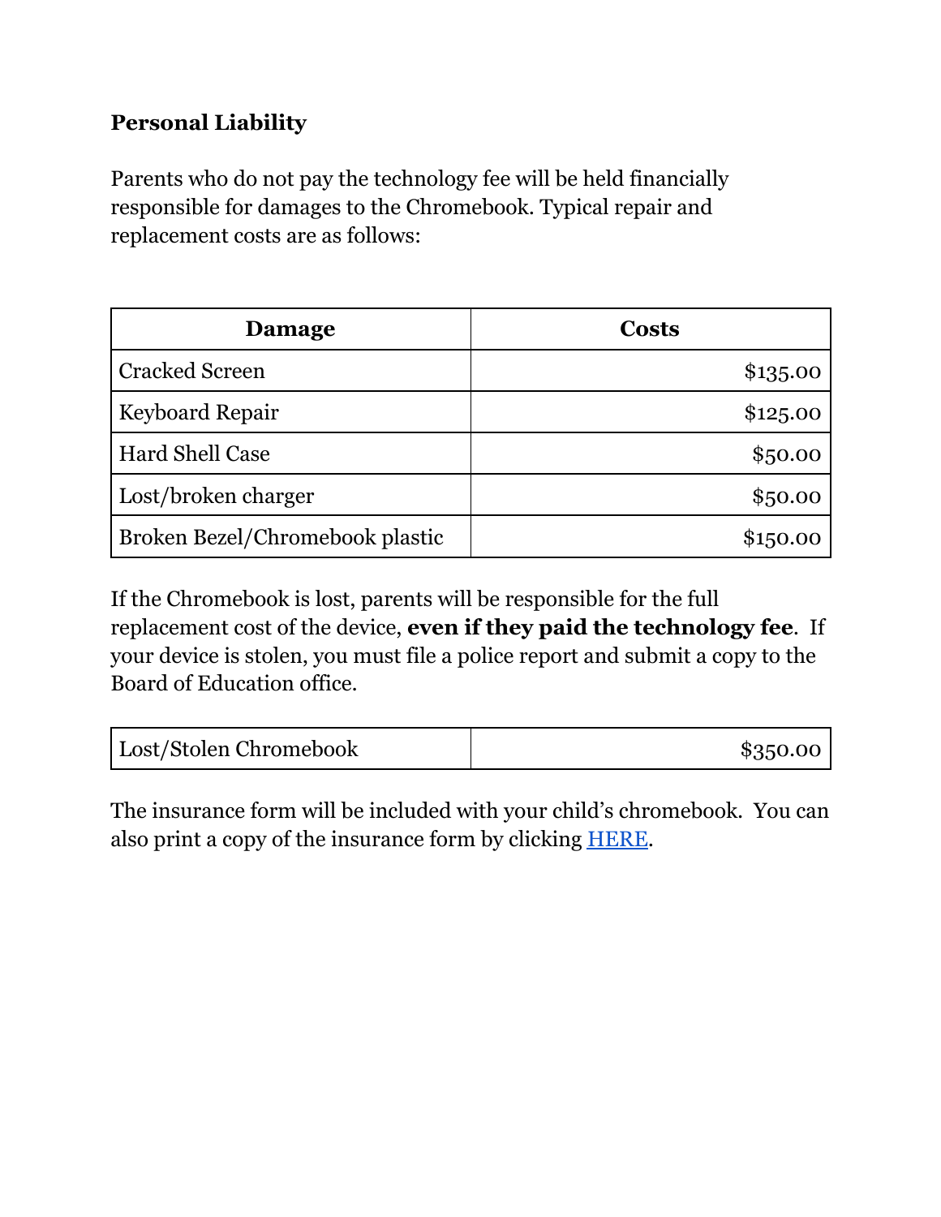**Personal Liability**

Parents who do not pay the technology fee will be held financially responsible for damages to the Chromebook. Typical repair and replacement costs are as follows:

| Damage | Costs |
| --- | ---: |
| Cracked Screen | $135.00 |
| Keyboard Repair | $125.00 |
| Hard Shell Case | $50.00 |
| Lost/broken charger | $50.00 |
| Broken Bezel/Chromebook plastic | $150.00 |

If the Chromebook is lost, parents will be responsible for the full replacement cost of the device, **even if they paid the technology fee**. If your device is stolen, you must file a police report and submit a copy to the Board of Education office.

| Lost/Stolen Chromebook | $350.00 |
| --- | ---: |

The insurance form will be included with your child's chromebook. You can also print a copy of the insurance form by clicking HERE.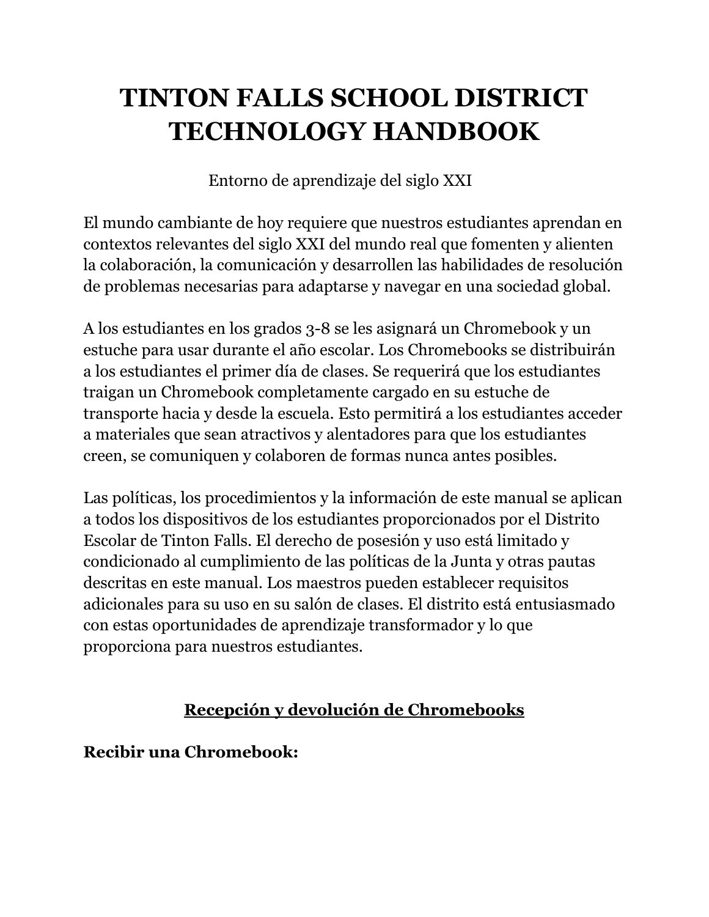# TINTON FALLS SCHOOL DISTRICT TECHNOLOGY HANDBOOK

Entorno de aprendizaje del siglo XXI

El mundo cambiante de hoy requiere que nuestros estudiantes aprendan en contextos relevantes del siglo XXI del mundo real que fomenten y alienten la colaboración, la comunicación y desarrollen las habilidades de resolución de problemas necesarias para adaptarse y navegar en una sociedad global.

A los estudiantes en los grados 3-8 se les asignará un Chromebook y un estuche para usar durante el año escolar. Los Chromebooks se distribuirán a los estudiantes el primer día de clases. Se requerirá que los estudiantes traigan un Chromebook completamente cargado en su estuche de transporte hacia y desde la escuela. Esto permitirá a los estudiantes acceder a materiales que sean atractivos y alentadores para que los estudiantes creen, se comuniquen y colaboren de formas nunca antes posibles.

Las políticas, los procedimientos y la información de este manual se aplican a todos los dispositivos de los estudiantes proporcionados por el Distrito Escolar de Tinton Falls. El derecho de posesión y uso está limitado y condicionado al cumplimiento de las políticas de la Junta y otras pautas descritas en este manual. Los maestros pueden establecer requisitos adicionales para su uso en su salón de clases. El distrito está entusiasmado con estas oportunidades de aprendizaje transformador y lo que proporciona para nuestros estudiantes.

## Recepción y devolución de Chromebooks

**Recibir una Chromebook:**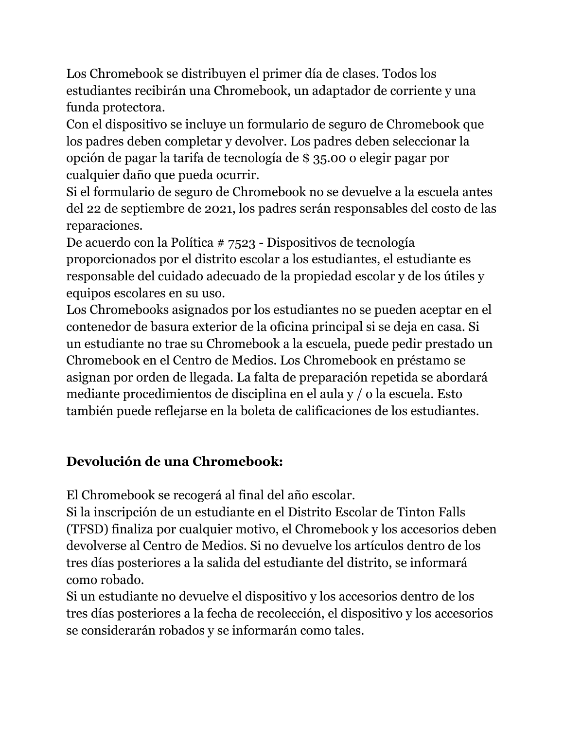Los Chromebook se distribuyen el primer día de clases. Todos los estudiantes recibirán una Chromebook, un adaptador de corriente y una funda protectora.

Con el dispositivo se incluye un formulario de seguro de Chromebook que los padres deben completar y devolver. Los padres deben seleccionar la opción de pagar la tarifa de tecnología de $ 35.00 o elegir pagar por cualquier daño que pueda ocurrir.

Si el formulario de seguro de Chromebook no se devuelve a la escuela antes del 22 de septiembre de 2021, los padres serán responsables del costo de las reparaciones.

De acuerdo con la Política # 7523 - Dispositivos de tecnología proporcionados por el distrito escolar a los estudiantes, el estudiante es responsable del cuidado adecuado de la propiedad escolar y de los útiles y equipos escolares en su uso.

Los Chromebooks asignados por los estudiantes no se pueden aceptar en el contenedor de basura exterior de la oficina principal si se deja en casa. Si un estudiante no trae su Chromebook a la escuela, puede pedir prestado un Chromebook en el Centro de Medios. Los Chromebook en préstamo se asignan por orden de llegada. La falta de preparación repetida se abordará mediante procedimientos de disciplina en el aula y / o la escuela. Esto también puede reflejarse en la boleta de calificaciones de los estudiantes.

**Devolución de una Chromebook:**

El Chromebook se recogerá al final del año escolar.

Si la inscripción de un estudiante en el Distrito Escolar de Tinton Falls (TFSD) finaliza por cualquier motivo, el Chromebook y los accesorios deben devolverse al Centro de Medios. Si no devuelve los artículos dentro de los tres días posteriores a la salida del estudiante del distrito, se informará como robado.

Si un estudiante no devuelve el dispositivo y los accesorios dentro de los tres días posteriores a la fecha de recolección, el dispositivo y los accesorios se considerarán robados y se informarán como tales.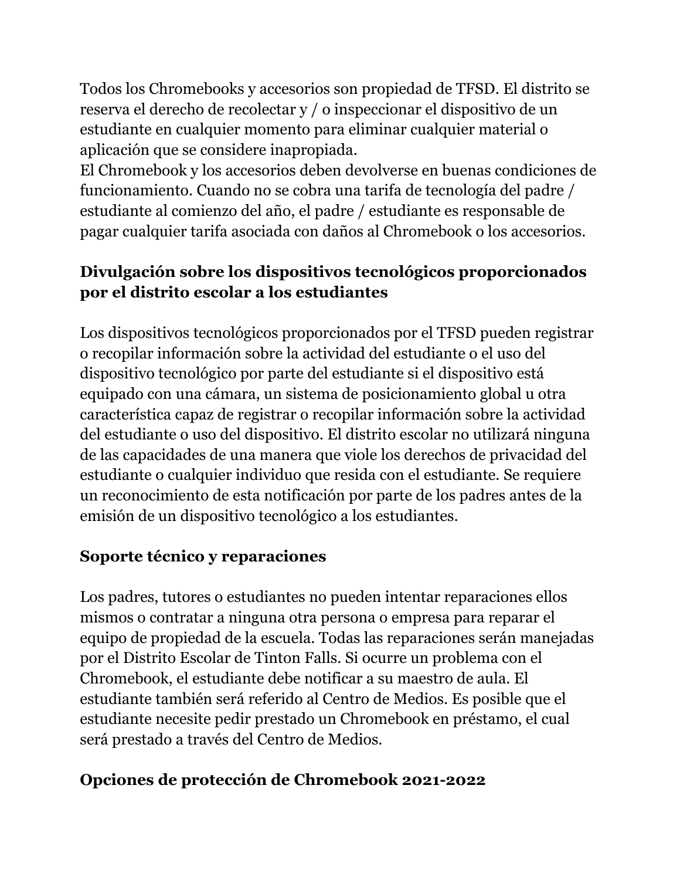Todos los Chromebooks y accesorios son propiedad de TFSD. El distrito se reserva el derecho de recolectar y / o inspeccionar el dispositivo de un estudiante en cualquier momento para eliminar cualquier material o aplicación que se considere inapropiada.
El Chromebook y los accesorios deben devolverse en buenas condiciones de funcionamiento. Cuando no se cobra una tarifa de tecnología del padre / estudiante al comienzo del año, el padre / estudiante es responsable de pagar cualquier tarifa asociada con daños al Chromebook o los accesorios.

## Divulgación sobre los dispositivos tecnológicos proporcionados por el distrito escolar a los estudiantes

Los dispositivos tecnológicos proporcionados por el TFSD pueden registrar o recopilar información sobre la actividad del estudiante o el uso del dispositivo tecnológico por parte del estudiante si el dispositivo está equipado con una cámara, un sistema de posicionamiento global u otra característica capaz de registrar o recopilar información sobre la actividad del estudiante o uso del dispositivo. El distrito escolar no utilizará ninguna de las capacidades de una manera que viole los derechos de privacidad del estudiante o cualquier individuo que resida con el estudiante. Se requiere un reconocimiento de esta notificación por parte de los padres antes de la emisión de un dispositivo tecnológico a los estudiantes.

## Soporte técnico y reparaciones

Los padres, tutores o estudiantes no pueden intentar reparaciones ellos mismos o contratar a ninguna otra persona o empresa para reparar el equipo de propiedad de la escuela. Todas las reparaciones serán manejadas por el Distrito Escolar de Tinton Falls. Si ocurre un problema con el Chromebook, el estudiante debe notificar a su maestro de aula. El estudiante también será referido al Centro de Medios. Es posible que el estudiante necesite pedir prestado un Chromebook en préstamo, el cual será prestado a través del Centro de Medios.

## Opciones de protección de Chromebook 2021-2022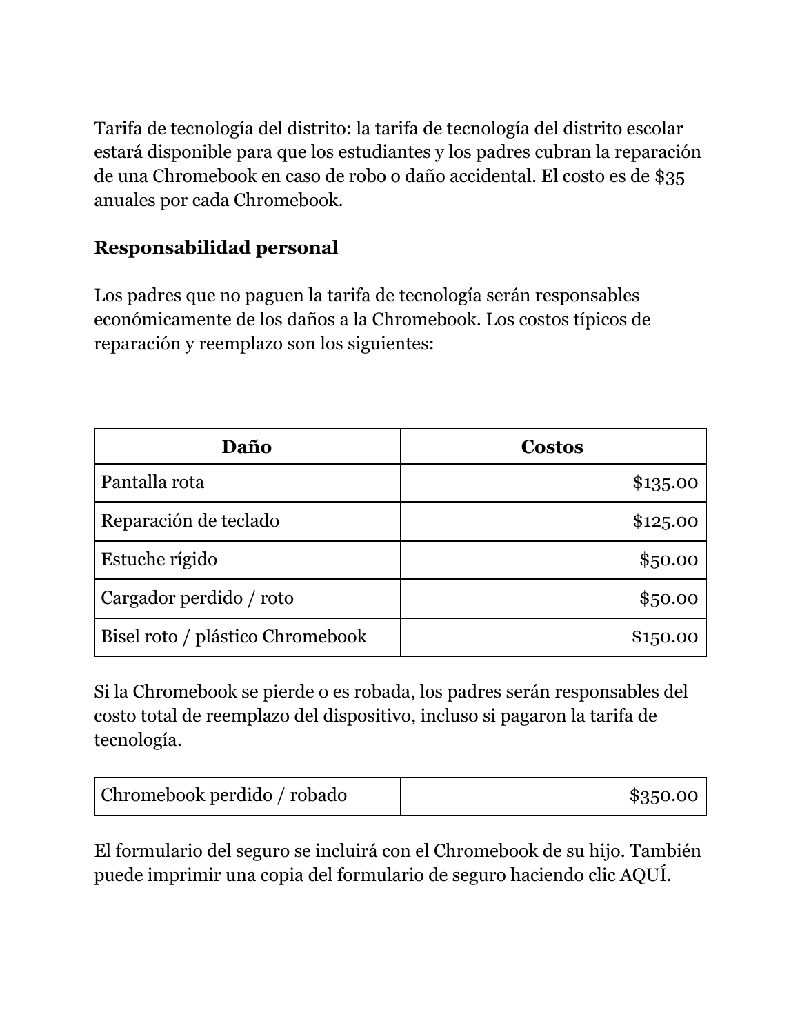Tarifa de tecnología del distrito: la tarifa de tecnología del distrito escolar estará disponible para que los estudiantes y los padres cubran la reparación de una Chromebook en caso de robo o daño accidental. El costo es de $35 anuales por cada Chromebook.

**Responsabilidad personal**

Los padres que no paguen la tarifa de tecnología serán responsables económicamente de los daños a la Chromebook. Los costos típicos de reparación y reemplazo son los siguientes:

| Daño | Costos |
|---|---:|
| Pantalla rota | $135.00 |
| Reparación de teclado | $125.00 |
| Estuche rígido | $50.00 |
| Cargador perdido / roto | $50.00 |
| Bisel roto / plástico Chromebook | $150.00 |

Si la Chromebook se pierde o es robada, los padres serán responsables del costo total de reemplazo del dispositivo, incluso si pagaron la tarifa de tecnología.

| | |
|---|---:|
| Chromebook perdido / robado | $350.00 |

El formulario del seguro se incluirá con el Chromebook de su hijo. También puede imprimir una copia del formulario de seguro haciendo clic AQUÍ.